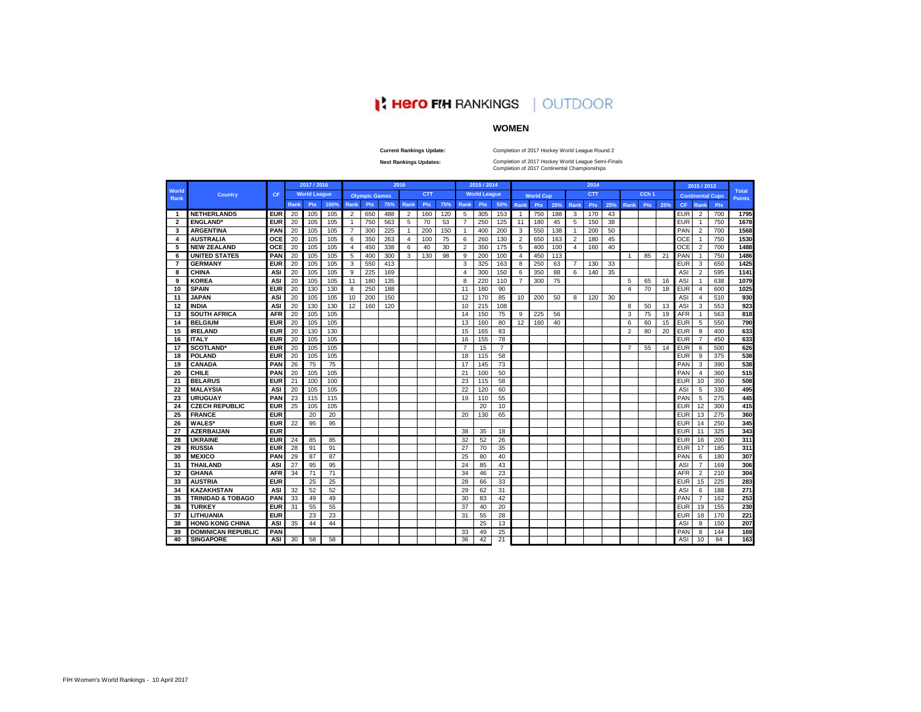# Hero FIH RANKINGS | OUTDOOR

## WOMEN

**Current Rankings Update:** Completion of 2017 Hockey World League Round 2

**Next Rankings Updates:** Completion of 2017 Hockey World League Semi-Finals
Completion of 2017 Continental Championships

| World Rank | Country | CF | 2017 / 2016 | | | 2016 | | | | | | 2015 / 2014 | | | 2014 | | | | | | | | | 2015 / 2013 | | | Total Points |
|---|---|---|---|---|---|---|---|---|---|---|---|---|---|---|---|---|---|---|---|---|---|---|---|---|---|---|---|
| | | | World League | | | Olympic Games | | | CTT | | | World League | | | World Cup | | | CTT | | | CCh 1 | | | Continental Cups | | | |
| | | | Rank | Pts | 100% | Rank | Pts | 75% | Rank | Pts | 75% | Rank | Pts | 50% | Rank | Pts | 25% | Rank | Pts | 25% | Rank | Pts | 25% | CF | Rank | Pts | |
| 1 | NETHERLANDS | EUR | 20 | 105 | 105 | 2 | 650 | 488 | 2 | 160 | 120 | 5 | 305 | 153 | 1 | 750 | 188 | 3 | 170 | 43 | | | | EUR | 2 | 700 | 1795 |
| 2 | ENGLAND* | EUR | 20 | 105 | 105 | 1 | 750 | 563 | 5 | 70 | 53 | 7 | 250 | 125 | 11 | 180 | 45 | 5 | 150 | 38 | | | | EUR | 1 | 750 | 1678 |
| 3 | ARGENTINA | PAN | 20 | 105 | 105 | 7 | 300 | 225 | 1 | 200 | 150 | 1 | 400 | 200 | 3 | 550 | 138 | 1 | 200 | 50 | | | | PAN | 2 | 700 | 1568 |
| 4 | AUSTRALIA | OCE | 20 | 105 | 105 | 6 | 350 | 263 | 4 | 100 | 75 | 6 | 260 | 130 | 2 | 650 | 163 | 2 | 180 | 45 | | | | OCE | 1 | 750 | 1530 |
| 5 | NEW ZEALAND | OCE | 20 | 105 | 105 | 4 | 450 | 338 | 6 | 40 | 30 | 2 | 350 | 175 | 5 | 400 | 100 | 4 | 160 | 40 | | | | OCE | 2 | 700 | 1488 |
| 6 | UNITED STATES | PAN | 20 | 105 | 105 | 5 | 400 | 300 | 3 | 130 | 98 | 9 | 200 | 100 | 4 | 450 | 113 | | | | 1 | 85 | 21 | PAN | 1 | 750 | 1486 |
| 7 | GERMANY | EUR | 20 | 105 | 105 | 3 | 550 | 413 | | | | 3 | 325 | 163 | 8 | 250 | 63 | 7 | 130 | 33 | | | | EUR | 3 | 650 | 1425 |
| 8 | CHINA | ASI | 20 | 105 | 105 | 9 | 225 | 169 | | | | 4 | 300 | 150 | 6 | 350 | 88 | 6 | 140 | 35 | | | | ASI | 2 | 595 | 1141 |
| 9 | KOREA | ASI | 20 | 105 | 105 | 11 | 180 | 135 | | | | 8 | 220 | 110 | 7 | 300 | 75 | | | | 5 | 65 | 16 | ASI | 1 | 638 | 1079 |
| 10 | SPAIN | EUR | 20 | 130 | 130 | 8 | 250 | 188 | | | | 11 | 180 | 90 | | | | | | | 4 | 70 | 18 | EUR | 4 | 600 | 1025 |
| 11 | JAPAN | ASI | 20 | 105 | 105 | 10 | 200 | 150 | | | | 12 | 170 | 85 | 10 | 200 | 50 | 8 | 120 | 30 | | | | ASI | 4 | 510 | 930 |
| 12 | INDIA | ASI | 20 | 130 | 130 | 12 | 160 | 120 | | | | 10 | 215 | 108 | | | | | | | 8 | 50 | 13 | ASI | 3 | 553 | 923 |
| 13 | SOUTH AFRICA | AFR | 20 | 105 | 105 | | | | | | | 14 | 150 | 75 | 9 | 225 | 56 | | | | 3 | 75 | 19 | AFR | 1 | 563 | 818 |
| 14 | BELGIUM | EUR | 20 | 105 | 105 | | | | | | | 13 | 160 | 80 | 12 | 160 | 40 | | | | 6 | 60 | 15 | EUR | 5 | 550 | 790 |
| 15 | IRELAND | EUR | 20 | 130 | 130 | | | | | | | 15 | 165 | 83 | | | | | | | 2 | 80 | 20 | EUR | 8 | 400 | 633 |
| 16 | ITALY | EUR | 20 | 105 | 105 | | | | | | | 16 | 155 | 78 | | | | | | | | | | EUR | 7 | 450 | 633 |
| 17 | SCOTLAND* | EUR | 20 | 105 | 105 | | | | | | | 7 | 15 | 7 | | | | | | | 7 | 55 | 14 | EUR | 6 | 500 | 626 |
| 18 | POLAND | EUR | 20 | 105 | 105 | | | | | | | 18 | 115 | 58 | | | | | | | | | | EUR | 9 | 375 | 538 |
| 19 | CANADA | PAN | 26 | 75 | 75 | | | | | | | 17 | 145 | 73 | | | | | | | | | | PAN | 3 | 390 | 538 |
| 20 | CHILE | PAN | 20 | 105 | 105 | | | | | | | 21 | 100 | 50 | | | | | | | | | | PAN | 4 | 360 | 515 |
| 21 | BELARUS | EUR | 21 | 100 | 100 | | | | | | | 23 | 115 | 58 | | | | | | | | | | EUR | 10 | 350 | 508 |
| 22 | MALAYSIA | ASI | 20 | 105 | 105 | | | | | | | 22 | 120 | 60 | | | | | | | | | | ASI | 5 | 330 | 495 |
| 23 | URUGUAY | PAN | 23 | 115 | 115 | | | | | | | 19 | 110 | 55 | | | | | | | | | | PAN | 5 | 275 | 445 |
| 24 | CZECH REPUBLIC | EUR | 25 | 105 | 105 | | | | | | | | 20 | 10 | | | | | | | | | | EUR | 12 | 300 | 415 |
| 25 | FRANCE | EUR | | 20 | 20 | | | | | | | 20 | 130 | 65 | | | | | | | | | | EUR | 13 | 275 | 360 |
| 26 | WALES* | EUR | 22 | 95 | 95 | | | | | | | | | | | | | | | | | | | EUR | 14 | 250 | 345 |
| 27 | AZERBAIJAN | EUR | | | | | | | | | | 38 | 35 | 18 | | | | | | | | | | EUR | 11 | 325 | 343 |
| 28 | UKRAINE | EUR | 24 | 85 | 85 | | | | | | | 32 | 52 | 26 | | | | | | | | | | EUR | 16 | 200 | 311 |
| 29 | RUSSIA | EUR | 28 | 91 | 91 | | | | | | | 27 | 70 | 35 | | | | | | | | | | EUR | 17 | 185 | 311 |
| 30 | MEXICO | PAN | 29 | 87 | 87 | | | | | | | 25 | 80 | 40 | | | | | | | | | | PAN | 6 | 180 | 307 |
| 31 | THAILAND | ASI | 27 | 95 | 95 | | | | | | | 24 | 85 | 43 | | | | | | | | | | ASI | 7 | 169 | 306 |
| 32 | GHANA | AFR | 34 | 71 | 71 | | | | | | | 34 | 46 | 23 | | | | | | | | | | AFR | 2 | 210 | 304 |
| 33 | AUSTRIA | EUR | | 25 | 25 | | | | | | | 28 | 66 | 33 | | | | | | | | | | EUR | 15 | 225 | 283 |
| 34 | KAZAKHSTAN | ASI | 32 | 52 | 52 | | | | | | | 29 | 62 | 31 | | | | | | | | | | ASI | 6 | 188 | 271 |
| 35 | TRINIDAD & TOBAGO | PAN | 33 | 49 | 49 | | | | | | | 30 | 83 | 42 | | | | | | | | | | PAN | 7 | 162 | 253 |
| 36 | TURKEY | EUR | 31 | 55 | 55 | | | | | | | 37 | 40 | 20 | | | | | | | | | | EUR | 19 | 155 | 230 |
| 37 | LITHUANIA | EUR | | 23 | 23 | | | | | | | 31 | 55 | 28 | | | | | | | | | | EUR | 18 | 170 | 221 |
| 38 | HONG KONG CHINA | ASI | 35 | 44 | 44 | | | | | | | | 25 | 13 | | | | | | | | | | ASI | 8 | 150 | 207 |
| 39 | DOMINICAN REPUBLIC | PAN | | | | | | | | | | 33 | 49 | 25 | | | | | | | | | | PAN | 8 | 144 | 169 |
| 40 | SINGAPORE | ASI | 30 | 58 | 58 | | | | | | | 36 | 42 | 21 | | | | | | | | | | ASI | 10 | 84 | 163 |

FIH Women's World Rankings - 10 April 2017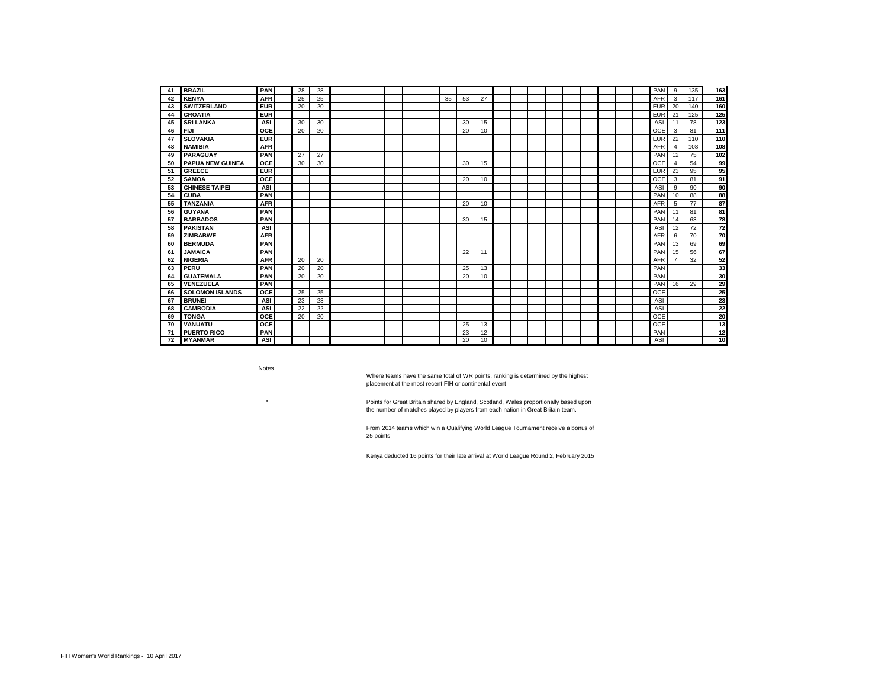| | | | | | | | | | | | | | | | | | | | | | | | | | | | |
|---|---|---|---|---|---|---|---|---|---|---|---|---|---|---|---|---|---|---|---|---|---|---|---|---|---|---|---|
| 41 | **BRAZIL** | **PAN** | | 28 | 28 | | | | | | | | | | | | | | | | | | | PAN | 9 | 135 | **163** |
| 42 | **KENYA** | **AFR** | | 25 | 25 | | | | | | | 35 | 53 | 27 | | | | | | | | | | AFR | 3 | 117 | **161** |
| 43 | **SWITZERLAND** | **EUR** | | 20 | 20 | | | | | | | | | | | | | | | | | | | EUR | 20 | 140 | **160** |
| 44 | **CROATIA** | **EUR** | | | | | | | | | | | | | | | | | | | | | | EUR | 21 | 125 | **125** |
| 45 | **SRI LANKA** | **ASI** | | 30 | 30 | | | | | | | | 30 | 15 | | | | | | | | | | ASI | 11 | 78 | **123** |
| 46 | **FIJI** | **OCE** | | 20 | 20 | | | | | | | | 20 | 10 | | | | | | | | | | OCE | 3 | 81 | **111** |
| 47 | **SLOVAKIA** | **EUR** | | | | | | | | | | | | | | | | | | | | | | EUR | 22 | 110 | **110** |
| 48 | **NAMIBIA** | **AFR** | | | | | | | | | | | | | | | | | | | | | | AFR | 4 | 108 | **108** |
| 49 | **PARAGUAY** | **PAN** | | 27 | 27 | | | | | | | | | | | | | | | | | | | PAN | 12 | 75 | **102** |
| 50 | **PAPUA NEW GUINEA** | **OCE** | | 30 | 30 | | | | | | | | 30 | 15 | | | | | | | | | | OCE | 4 | 54 | **99** |
| 51 | **GREECE** | **EUR** | | | | | | | | | | | | | | | | | | | | | | EUR | 23 | 95 | **95** |
| 52 | **SAMOA** | **OCE** | | | | | | | | | | | 20 | 10 | | | | | | | | | | OCE | 3 | 81 | **91** |
| 53 | **CHINESE TAIPEI** | **ASI** | | | | | | | | | | | | | | | | | | | | | | ASI | 9 | 90 | **90** |
| 54 | **CUBA** | **PAN** | | | | | | | | | | | | | | | | | | | | | | PAN | 10 | 88 | **88** |
| 55 | **TANZANIA** | **AFR** | | | | | | | | | | | 20 | 10 | | | | | | | | | | AFR | 5 | 77 | **87** |
| 56 | **GUYANA** | **PAN** | | | | | | | | | | | | | | | | | | | | | | PAN | 11 | 81 | **81** |
| 57 | **BARBADOS** | **PAN** | | | | | | | | | | | 30 | 15 | | | | | | | | | | PAN | 14 | 63 | **78** |
| 58 | **PAKISTAN** | **ASI** | | | | | | | | | | | | | | | | | | | | | | ASI | 12 | 72 | **72** |
| 59 | **ZIMBABWE** | **AFR** | | | | | | | | | | | | | | | | | | | | | | AFR | 6 | 70 | **70** |
| 60 | **BERMUDA** | **PAN** | | | | | | | | | | | | | | | | | | | | | | PAN | 13 | 69 | **69** |
| 61 | **JAMAICA** | **PAN** | | | | | | | | | | | 22 | 11 | | | | | | | | | | PAN | 15 | 56 | **67** |
| 62 | **NIGERIA** | **AFR** | | 20 | 20 | | | | | | | | | | | | | | | | | | | AFR | 7 | 32 | **52** |
| 63 | **PERU** | **PAN** | | 20 | 20 | | | | | | | | 25 | 13 | | | | | | | | | | PAN | | | **33** |
| 64 | **GUATEMALA** | **PAN** | | 20 | 20 | | | | | | | | 20 | 10 | | | | | | | | | | PAN | | | **30** |
| 65 | **VENEZUELA** | **PAN** | | | | | | | | | | | | | | | | | | | | | | PAN | 16 | 29 | **29** |
| 66 | **SOLOMON ISLANDS** | **OCE** | | 25 | 25 | | | | | | | | | | | | | | | | | | | OCE | | | **25** |
| 67 | **BRUNEI** | **ASI** | | 23 | 23 | | | | | | | | | | | | | | | | | | | ASI | | | **23** |
| 68 | **CAMBODIA** | **ASI** | | 22 | 22 | | | | | | | | | | | | | | | | | | | ASI | | | **22** |
| 69 | **TONGA** | **OCE** | | 20 | 20 | | | | | | | | | | | | | | | | | | | OCE | | | **20** |
| 70 | **VANUATU** | **OCE** | | | | | | | | | | | 25 | 13 | | | | | | | | | | OCE | | | **13** |
| 71 | **PUERTO RICO** | **PAN** | | | | | | | | | | | 23 | 12 | | | | | | | | | | PAN | | | **12** |
| 72 | **MYANMAR** | **ASI** | | | | | | | | | | | 20 | 10 | | | | | | | | | | ASI | | | **10** |

Notes

Where teams have the same total of WR points, ranking is determined by the highest placement at the most recent FIH or continental event

\* Points for Great Britain shared by England, Scotland, Wales proportionally based upon the number of matches played by players from each nation in Great Britain team.

From 2014 teams which win a Qualifying World League Tournament receive a bonus of 25 points

Kenya deducted 16 points for their late arrival at World League Round 2, February 2015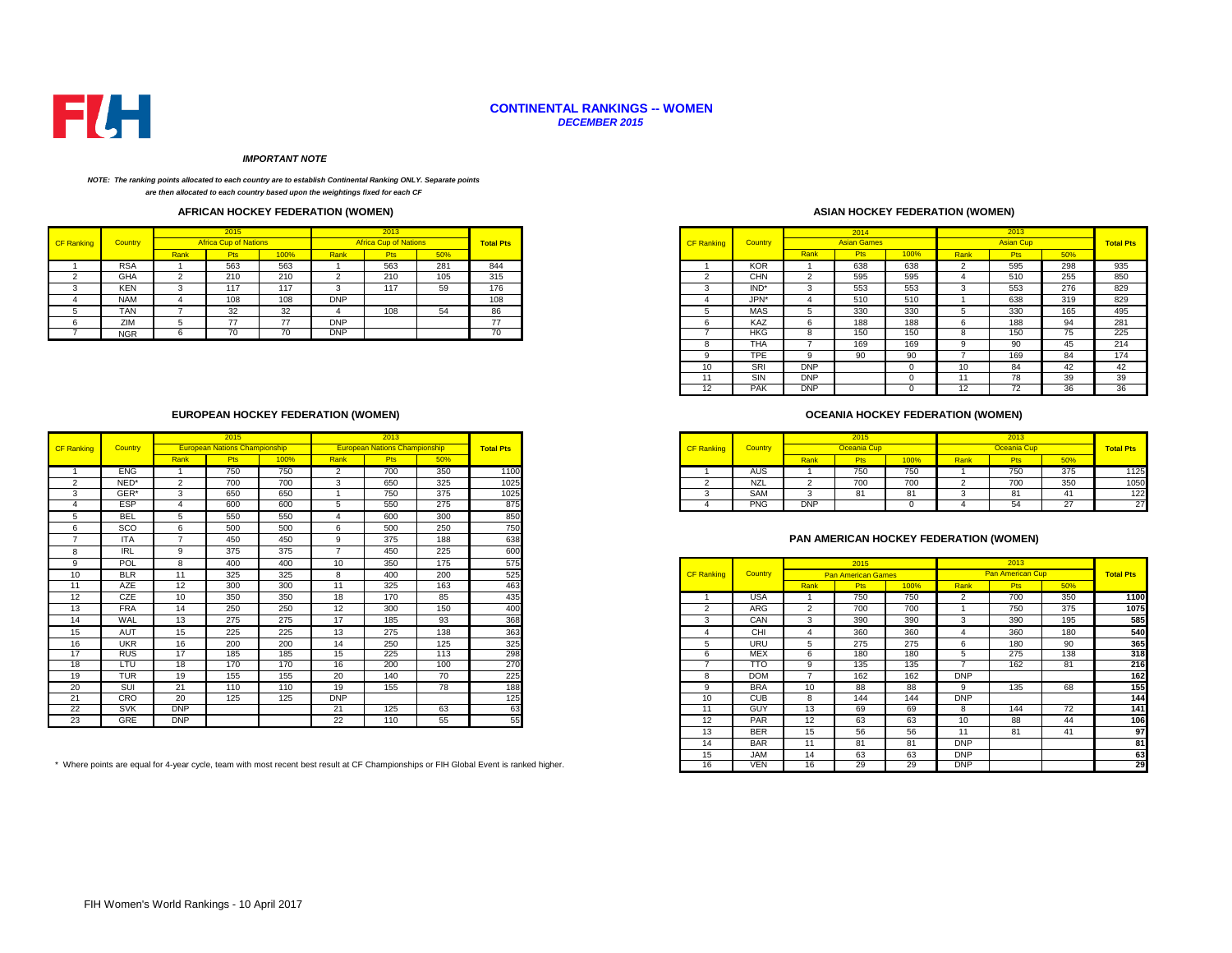FIH

# CONTINENTAL RANKINGS -- WOMEN

***DECEMBER 2015***

***IMPORTANT NOTE***

***NOTE: The ranking points allocated to each country are to establish Continental Ranking ONLY. Separate points are then allocated to each country based upon the weightings fixed for each CF***

## AFRICAN HOCKEY FEDERATION (WOMEN)

| CF Ranking | Country | 2015 Africa Cup of Nations | | | 2013 Africa Cup of Nations | | | Total Pts |
|---|---|---|---|---|---|---|---|---|
| | | Rank | Pts | 100% | Rank | Pts | 50% | |
| 1 | RSA | 1 | 563 | 563 | 1 | 563 | 281 | 844 |
| 2 | GHA | 2 | 210 | 210 | 2 | 210 | 105 | 315 |
| 3 | KEN | 3 | 117 | 117 | 3 | 117 | 59 | 176 |
| 4 | NAM | 4 | 108 | 108 | DNP | | | 108 |
| 5 | TAN | 7 | 32 | 32 | 4 | 108 | 54 | 86 |
| 6 | ZIM | 5 | 77 | 77 | DNP | | | 77 |
| 7 | NGR | 6 | 70 | 70 | DNP | | | 70 |

## ASIAN HOCKEY FEDERATION (WOMEN)

| CF Ranking | Country | 2014 Asian Games | | | 2013 Asian Cup | | | Total Pts |
|---|---|---|---|---|---|---|---|---|
| | | Rank | Pts | 100% | Rank | Pts | 50% | |
| 1 | KOR | 1 | 638 | 638 | 2 | 595 | 298 | 935 |
| 2 | CHN | 2 | 595 | 595 | 4 | 510 | 255 | 850 |
| 3 | IND* | 3 | 553 | 553 | 3 | 553 | 276 | 829 |
| 4 | JPN* | 4 | 510 | 510 | 1 | 638 | 319 | 829 |
| 5 | MAS | 5 | 330 | 330 | 5 | 330 | 165 | 495 |
| 6 | KAZ | 6 | 188 | 188 | 6 | 188 | 94 | 281 |
| 7 | HKG | 8 | 150 | 150 | 8 | 150 | 75 | 225 |
| 8 | THA | 7 | 169 | 169 | 9 | 90 | 45 | 214 |
| 9 | TPE | 9 | 90 | 90 | 7 | 169 | 84 | 174 |
| 10 | SRI | DNP | | 0 | 10 | 84 | 42 | 42 |
| 11 | SIN | DNP | | 0 | 11 | 78 | 39 | 39 |
| 12 | PAK | DNP | | 0 | 12 | 72 | 36 | 36 |

## EUROPEAN HOCKEY FEDERATION (WOMEN)

| CF Ranking | Country | 2015 European Nations Championship | | | 2013 European Nations Championship | | | Total Pts |
|---|---|---|---|---|---|---|---|---|
| | | Rank | Pts | 100% | Rank | Pts | 50% | |
| 1 | ENG | 1 | 750 | 750 | 2 | 700 | 350 | 1100 |
| 2 | NED* | 2 | 700 | 700 | 3 | 650 | 325 | 1025 |
| 3 | GER* | 3 | 650 | 650 | 1 | 750 | 375 | 1025 |
| 4 | ESP | 4 | 600 | 600 | 5 | 550 | 275 | 875 |
| 5 | BEL | 5 | 550 | 550 | 4 | 600 | 300 | 850 |
| 6 | SCO | 6 | 500 | 500 | 6 | 500 | 250 | 750 |
| 7 | ITA | 7 | 450 | 450 | 9 | 375 | 188 | 638 |
| 8 | IRL | 9 | 375 | 375 | 7 | 450 | 225 | 600 |
| 9 | POL | 8 | 400 | 400 | 10 | 350 | 175 | 575 |
| 10 | BLR | 11 | 325 | 325 | 8 | 400 | 200 | 525 |
| 11 | AZE | 12 | 300 | 300 | 11 | 325 | 163 | 463 |
| 12 | CZE | 10 | 350 | 350 | 18 | 170 | 85 | 435 |
| 13 | FRA | 14 | 250 | 250 | 12 | 300 | 150 | 400 |
| 14 | WAL | 13 | 275 | 275 | 17 | 185 | 93 | 368 |
| 15 | AUT | 15 | 225 | 225 | 13 | 275 | 138 | 363 |
| 16 | UKR | 16 | 200 | 200 | 14 | 250 | 125 | 325 |
| 17 | RUS | 17 | 185 | 185 | 15 | 225 | 113 | 298 |
| 18 | LTU | 18 | 170 | 170 | 16 | 200 | 100 | 270 |
| 19 | TUR | 19 | 155 | 155 | 20 | 140 | 70 | 225 |
| 20 | SUI | 21 | 110 | 110 | 19 | 155 | 78 | 188 |
| 21 | CRO | 20 | 125 | 125 | DNP | | | 125 |
| 22 | SVK | DNP | | | 21 | 125 | 63 | 63 |
| 23 | GRE | DNP | | | 22 | 110 | 55 | 55 |

## OCEANIA HOCKEY FEDERATION (WOMEN)

| CF Ranking | Country | 2015 Oceania Cup | | | 2013 Oceania Cup | | | Total Pts |
|---|---|---|---|---|---|---|---|---|
| | | Rank | Pts | 100% | Rank | Pts | 50% | |
| 1 | AUS | 1 | 750 | 750 | 1 | 750 | 375 | 1125 |
| 2 | NZL | 2 | 700 | 700 | 2 | 700 | 350 | 1050 |
| 3 | SAM | 3 | 81 | 81 | 3 | 81 | 41 | 122 |
| 4 | PNG | DNP | | 0 | 4 | 54 | 27 | 27 |

## PAN AMERICAN HOCKEY FEDERATION (WOMEN)

| CF Ranking | Country | 2015 Pan American Games | | | 2013 Pan American Cup | | | Total Pts |
|---|---|---|---|---|---|---|---|---|
| | | Rank | Pts | 100% | Rank | Pts | 50% | |
| 1 | USA | 1 | 750 | 750 | 2 | 700 | 350 | 1100 |
| 2 | ARG | 2 | 700 | 700 | 1 | 750 | 375 | 1075 |
| 3 | CAN | 3 | 390 | 390 | 3 | 390 | 195 | 585 |
| 4 | CHI | 4 | 360 | 360 | 4 | 360 | 180 | 540 |
| 5 | URU | 5 | 275 | 275 | 6 | 180 | 90 | 365 |
| 6 | MEX | 6 | 180 | 180 | 5 | 275 | 138 | 318 |
| 7 | TTO | 9 | 135 | 135 | 7 | 162 | 81 | 216 |
| 8 | DOM | 7 | 162 | 162 | DNP | | | 162 |
| 9 | BRA | 10 | 88 | 88 | 9 | 135 | 68 | 155 |
| 10 | CUB | 8 | 144 | 144 | DNP | | | 144 |
| 11 | GUY | 13 | 69 | 69 | 8 | 144 | 72 | 141 |
| 12 | PAR | 12 | 63 | 63 | 10 | 88 | 44 | 106 |
| 13 | BER | 15 | 56 | 56 | 11 | 81 | 41 | 97 |
| 14 | BAR | 11 | 81 | 81 | DNP | | | 81 |
| 15 | JAM | 14 | 63 | 63 | DNP | | | 63 |
| 16 | VEN | 16 | 29 | 29 | DNP | | | 29 |

\* Where points are equal for 4-year cycle, team with most recent best result at CF Championships or FIH Global Event is ranked higher.

FIH Women's World Rankings - 10 April 2017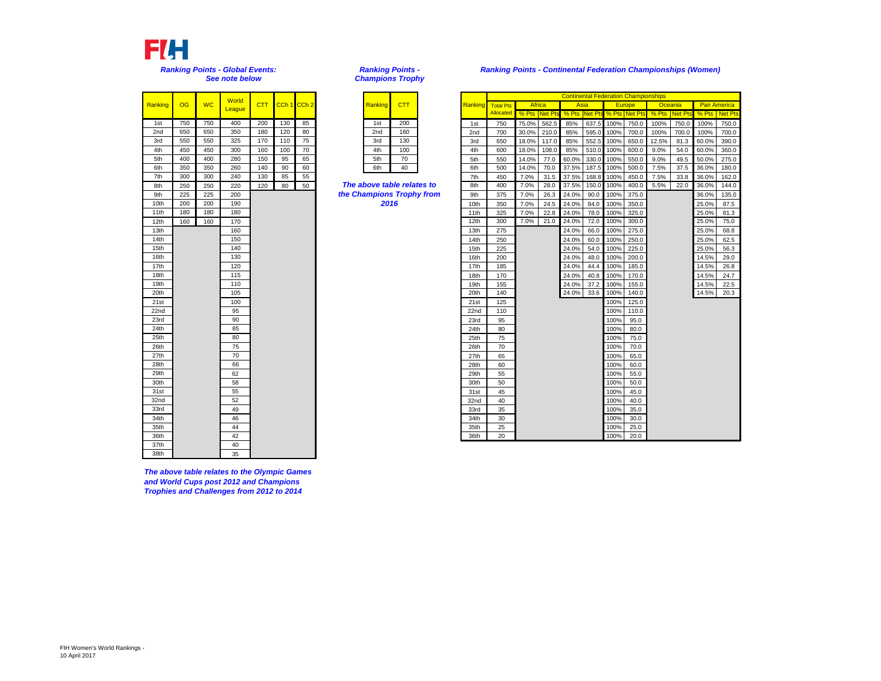### *Ranking Points - Global Events: See note below*

| Ranking | OG | WC | World League | CTT | CCh 1 | CCh 2 |
|---|---|---|---|---|---|---|
| 1st | 750 | 750 | 400 | 200 | 130 | 85 |
| 2nd | 650 | 650 | 350 | 180 | 120 | 80 |
| 3rd | 550 | 550 | 325 | 170 | 110 | 75 |
| 4th | 450 | 450 | 300 | 160 | 100 | 70 |
| 5th | 400 | 400 | 280 | 150 | 95 | 65 |
| 6th | 350 | 350 | 260 | 140 | 90 | 60 |
| 7th | 300 | 300 | 240 | 130 | 85 | 55 |
| 8th | 250 | 250 | 220 | 120 | 80 | 50 |
| 9th | 225 | 225 | 200 | | | |
| 10th | 200 | 200 | 190 | | | |
| 11th | 180 | 180 | 180 | | | |
| 12th | 160 | 160 | 170 | | | |
| 13th | | | 160 | | | |
| 14th | | | 150 | | | |
| 15th | | | 140 | | | |
| 16th | | | 130 | | | |
| 17th | | | 120 | | | |
| 18th | | | 115 | | | |
| 19th | | | 110 | | | |
| 20th | | | 105 | | | |
| 21st | | | 100 | | | |
| 22nd | | | 95 | | | |
| 23rd | | | 90 | | | |
| 24th | | | 85 | | | |
| 25th | | | 80 | | | |
| 26th | | | 75 | | | |
| 27th | | | 70 | | | |
| 28th | | | 66 | | | |
| 29th | | | 62 | | | |
| 30th | | | 58 | | | |
| 31st | | | 55 | | | |
| 32nd | | | 52 | | | |
| 33rd | | | 49 | | | |
| 34th | | | 46 | | | |
| 35th | | | 44 | | | |
| 36th | | | 42 | | | |
| 37th | | | 40 | | | |
| 38th | | | 35 | | | |

***The above table relates to the Olympic Games and World Cups post 2012 and Champions Trophies and Challenges from 2012 to 2014***

### *Ranking Points - Champions Trophy*

| Ranking | CTT |
|---|---|
| 1st | 200 |
| 2nd | 160 |
| 3rd | 130 |
| 4th | 100 |
| 5th | 70 |
| 6th | 40 |

***The above table relates to the Champions Trophy from 2016***

### *Ranking Points - Continental Federation Championships (Women)*

| Ranking | Total Pts Allocated | Africa | | Asia | | Europe | | Oceania | | Pan America | |
|---|---|---|---|---|---|---|---|---|---|---|---|
| | | % Pts | Net Pts | % Pts | Net Pts | % Pts | Net Pts | % Pts | Net Pts | % Pts | Net Pts |
| 1st | 750 | 75.0% | 562.5 | 85% | 637.5 | 100% | 750.0 | 100% | 750.0 | 100% | 750.0 |
| 2nd | 700 | 30.0% | 210.0 | 85% | 595.0 | 100% | 700.0 | 100% | 700.0 | 100% | 700.0 |
| 3rd | 650 | 18.0% | 117.0 | 85% | 552.5 | 100% | 650.0 | 12.5% | 81.3 | 60.0% | 390.0 |
| 4th | 600 | 18.0% | 108.0 | 85% | 510.0 | 100% | 600.0 | 9.0% | 54.0 | 60.0% | 360.0 |
| 5th | 550 | 14.0% | 77.0 | 60.0% | 330.0 | 100% | 550.0 | 9.0% | 49.5 | 50.0% | 275.0 |
| 6th | 500 | 14.0% | 70.0 | 37.5% | 187.5 | 100% | 500.0 | 7.5% | 37.5 | 36.0% | 180.0 |
| 7th | 450 | 7.0% | 31.5 | 37.5% | 168.8 | 100% | 450.0 | 7.5% | 33.8 | 36.0% | 162.0 |
| 8th | 400 | 7.0% | 28.0 | 37.5% | 150.0 | 100% | 400.0 | 5.5% | 22.0 | 36.0% | 144.0 |
| 9th | 375 | 7.0% | 26.3 | 24.0% | 90.0 | 100% | 375.0 | | | 36.0% | 135.0 |
| 10th | 350 | 7.0% | 24.5 | 24.0% | 84.0 | 100% | 350.0 | | | 25.0% | 87.5 |
| 11th | 325 | 7.0% | 22.8 | 24.0% | 78.0 | 100% | 325.0 | | | 25.0% | 81.3 |
| 12th | 300 | 7.0% | 21.0 | 24.0% | 72.0 | 100% | 300.0 | | | 25.0% | 75.0 |
| 13th | 275 | | | 24.0% | 66.0 | 100% | 275.0 | | | 25.0% | 68.8 |
| 14th | 250 | | | 24.0% | 60.0 | 100% | 250.0 | | | 25.0% | 62.5 |
| 15th | 225 | | | 24.0% | 54.0 | 100% | 225.0 | | | 25.0% | 56.3 |
| 16th | 200 | | | 24.0% | 48.0 | 100% | 200.0 | | | 14.5% | 29.0 |
| 17th | 185 | | | 24.0% | 44.4 | 100% | 185.0 | | | 14.5% | 26.8 |
| 18th | 170 | | | 24.0% | 40.8 | 100% | 170.0 | | | 14.5% | 24.7 |
| 19th | 155 | | | 24.0% | 37.2 | 100% | 155.0 | | | 14.5% | 22.5 |
| 20th | 140 | | | 24.0% | 33.6 | 100% | 140.0 | | | 14.5% | 20.3 |
| 21st | 125 | | | | | 100% | 125.0 | | | | |
| 22nd | 110 | | | | | 100% | 110.0 | | | | |
| 23rd | 95 | | | | | 100% | 95.0 | | | | |
| 24th | 80 | | | | | 100% | 80.0 | | | | |
| 25th | 75 | | | | | 100% | 75.0 | | | | |
| 26th | 70 | | | | | 100% | 70.0 | | | | |
| 27th | 65 | | | | | 100% | 65.0 | | | | |
| 28th | 60 | | | | | 100% | 60.0 | | | | |
| 29th | 55 | | | | | 100% | 55.0 | | | | |
| 30th | 50 | | | | | 100% | 50.0 | | | | |
| 31st | 45 | | | | | 100% | 45.0 | | | | |
| 32nd | 40 | | | | | 100% | 40.0 | | | | |
| 33rd | 35 | | | | | 100% | 35.0 | | | | |
| 34th | 30 | | | | | 100% | 30.0 | | | | |
| 35th | 25 | | | | | 100% | 25.0 | | | | |
| 36th | 20 | | | | | 100% | 20.0 | | | | |